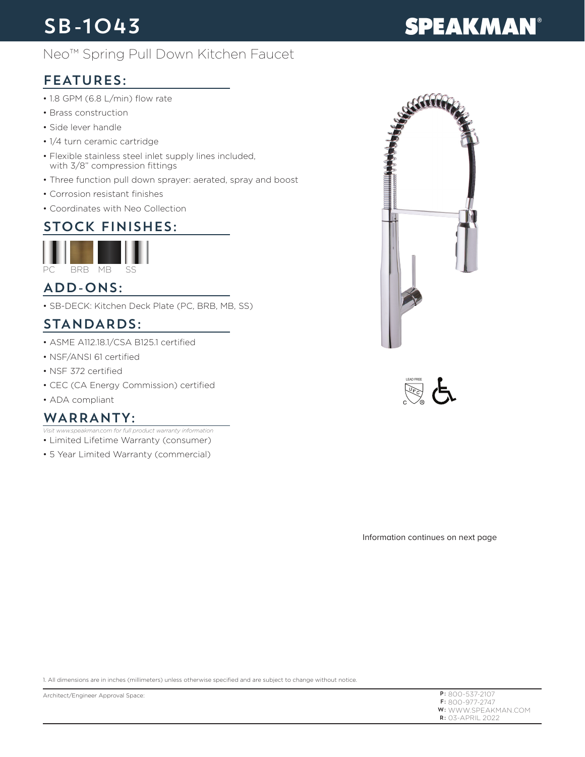# SB-1043

**SPEAKMAN®**

Neo™ Spring Pull Down Kitchen Faucet

## FEATURES:

- 1.8 GPM (6.8 L/min) flow rate
- Brass construction
- Side lever handle
- 1/4 turn ceramic cartridge
- Flexible stainless steel inlet supply lines included, with 3/8" compression fittings
- Three function pull down sprayer: aerated, spray and boost
- Corrosion resistant finishes
- Coordinates with Neo Collection

## STOCK FINISHES:

PC BRB MB SS

## ADD-ONS:

- SB-DECK: Kitchen Deck Plate (PC, BRB, MB, SS)

## STANDARDS:

- ASME A112.18.1/CSA B125.1 certified
- NSF/ANSI 61 certified
- NSF 372 certified
- CEC (CA Energy Commission) certified
- ADA compliant

## WARRANTY:

*Visit www.speakman.com for full product warranty information*

- Limited Lifetime Warranty (consumer)
- 5 Year Limited Warranty (commercial)

LEAD FREE

Information continues on next page

1. All dimensions are in inches (millimeters) unless otherwise specified and are subject to change without notice.

Architect/Engineer Approval Space:

**P:** 800-537-2107
**F:** 800-977-2747
**W:** WWW.SPEAKMAN.COM
**R:** 03-APRIL 2022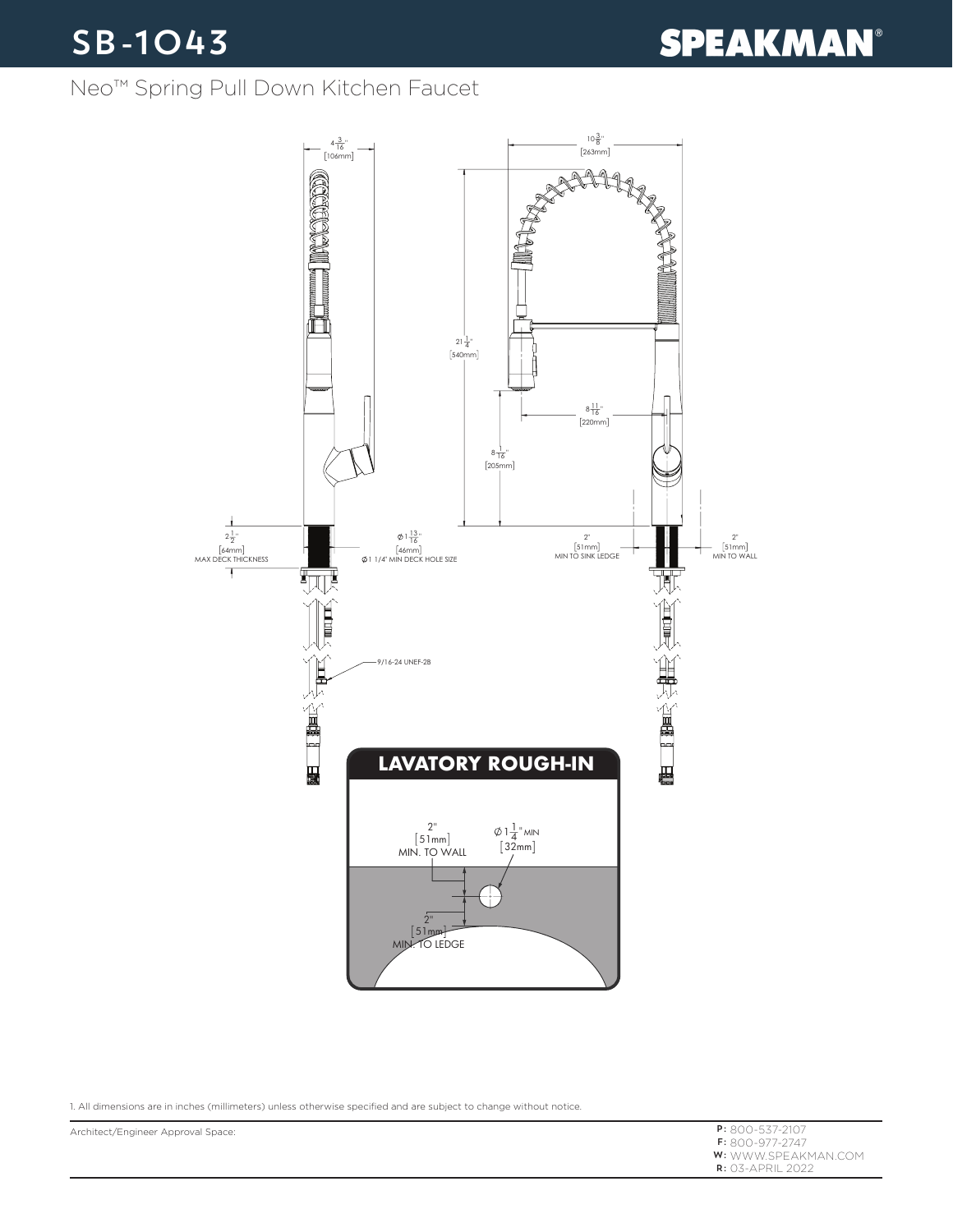# SB-1043

**SPEAKMAN**®

## Neo™ Spring Pull Down Kitchen Faucet

$4\frac{3}{16}$"
[106mm]

$10\frac{3}{8}$"
[263mm]

$21\frac{1}{4}$"
[540mm]

$8\frac{11}{16}$"
[220mm]

$8\frac{1}{16}$"
[205mm]

$2\frac{1}{2}$"
[64mm]
MAX DECK THICKNESS

Ø$1\frac{13}{16}$"
[46mm]
Ø1 1/4" MIN DECK HOLE SIZE

2"
[51mm]
MIN TO SINK LEDGE

2"
[51mm]
MIN TO WALL

9/16-24 UNEF-2B

### LAVATORY ROUGH-IN

2"
[51mm]
MIN. TO WALL

Ø$1\frac{1}{4}$" MIN
[32mm]

2"
[51mm]
MIN. TO LEDGE

1. All dimensions are in inches (millimeters) unless otherwise specified and are subject to change without notice.

Architect/Engineer Approval Space:

**P:** 800-537-2107
**F:** 800-977-2747
**W:** WWW.SPEAKMAN.COM
**R:** 03-APRIL 2022